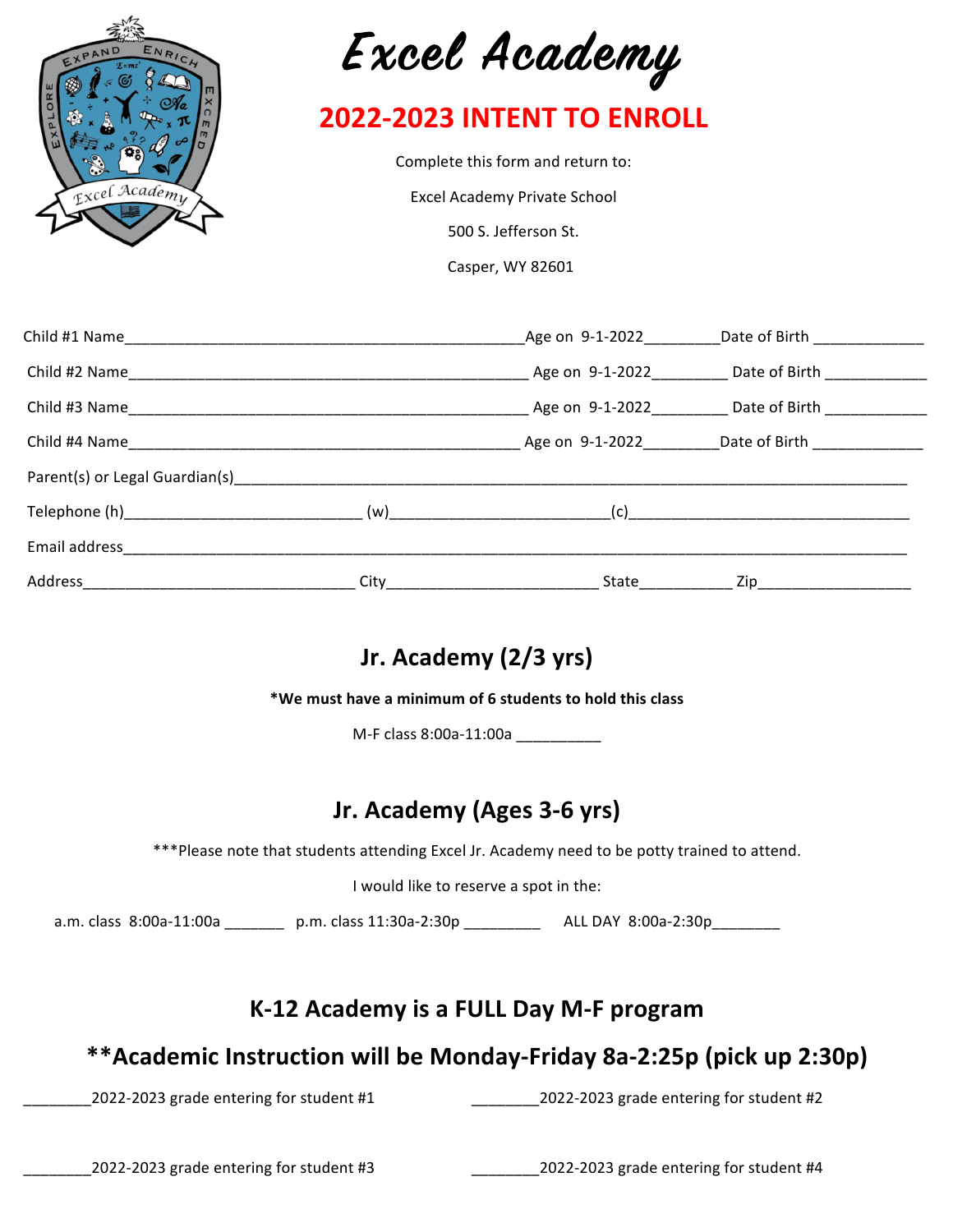# Excel Academy

## 2022-2023 INTENT TO ENROLL

Complete this form and return to:

Excel Academy Private School

500 S. Jefferson St.

Casper, WY 82601

Child #1 Name_______________________________________________Age on 9-1-2022________Date of Birth ____________

Child #2 Name_______________________________________________ Age on 9-1-2022________ Date of Birth ___________

Child #3 Name_______________________________________________ Age on 9-1-2022________ Date of Birth ___________

Child #4 Name______________________________________________ Age on 9-1-2022________Date of Birth ____________

Parent(s) or Legal Guardian(s)___________________________________________________________________________

Telephone (h)__________________________ (w)________________________(c)______________________________

Email address________________________________________________________________________________________

Address______________________________ City_______________________ State__________ Zip_________________

## Jr. Academy (2/3 yrs)

**\*We must have a minimum of 6 students to hold this class**

M-F class 8:00a-11:00a __________

## Jr. Academy (Ages 3-6 yrs)

***Please note that students attending Excel Jr. Academy need to be potty trained to attend.

I would like to reserve a spot in the:

a.m. class 8:00a-11:00a _______ p.m. class 11:30a-2:30p _________ ALL DAY 8:00a-2:30p________

## K-12 Academy is a FULL Day M-F program

## **Academic Instruction will be Monday-Friday 8a-2:25p (pick up 2:30p)

________2022-2023 grade entering for student #1

________2022-2023 grade entering for student #2

________2022-2023 grade entering for student #3

________2022-2023 grade entering for student #4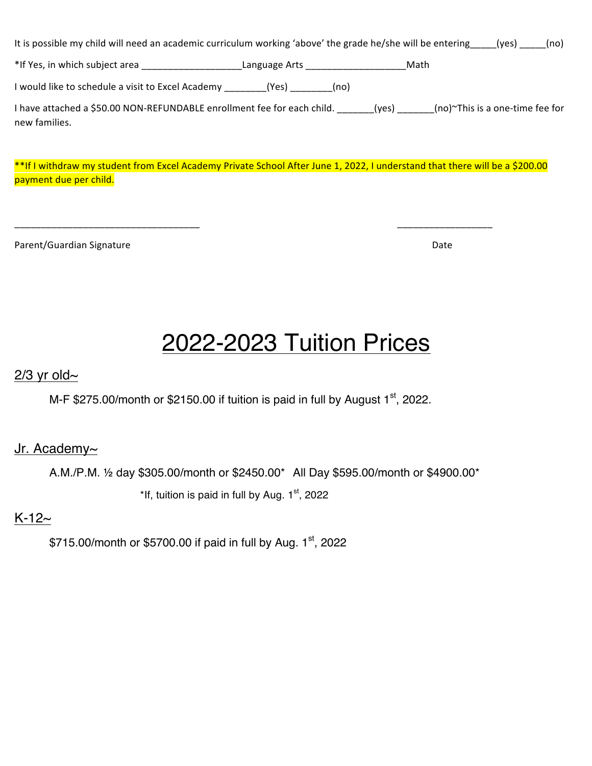It is possible my child will need an academic curriculum working 'above' the grade he/she will be entering_____(yes) _____(no)

*If Yes, in which subject area ___________________Language Arts ___________________Math

I would like to schedule a visit to Excel Academy ________(Yes) ________(no)

I have attached a $50.00 NON-REFUNDABLE enrollment fee for each child. _______(yes) _______(no)~This is a one-time fee for new families.

**If I withdraw my student from Excel Academy Private School After June 1, 2022, I understand that there will be a $200.00 payment due per child.

___________________________________ ___________________

Parent/Guardian Signature Date

# 2022-2023 Tuition Prices

2/3 yr old~

M-F $275.00/month or $2150.00 if tuition is paid in full by August 1st, 2022.

Jr. Academy~

A.M./P.M. ½ day $305.00/month or $2450.00* All Day $595.00/month or $4900.00*

*If, tuition is paid in full by Aug. 1st, 2022

K-12~

$715.00/month or $5700.00 if paid in full by Aug. 1st, 2022